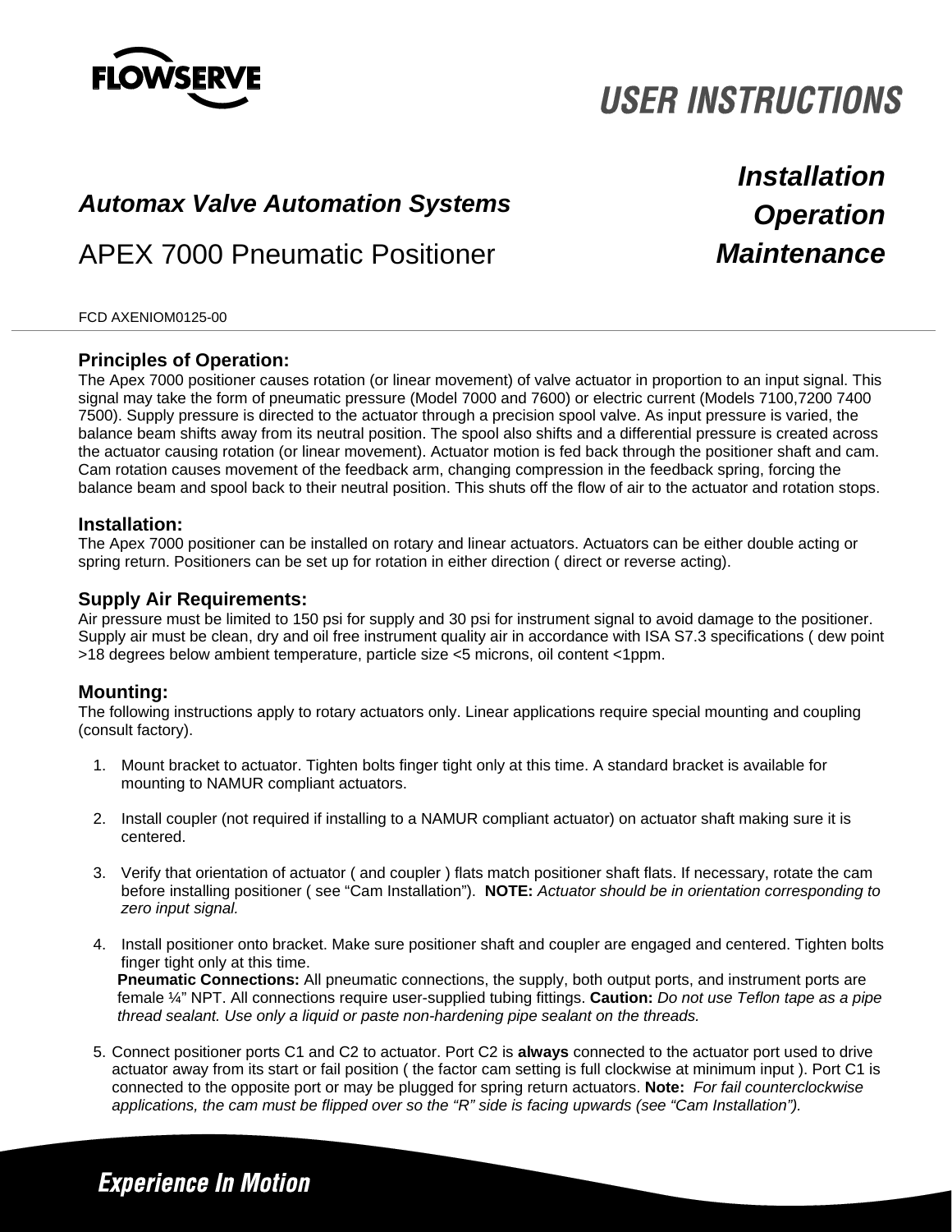FLOWSERVE

# USER INSTRUCTIONS

*Automax Valve Automation Systems*

APEX 7000 Pneumatic Positioner

***Installation***
***Operation***
***Maintenance***

FCD AXENIOM0125-00

### Principles of Operation:

The Apex 7000 positioner causes rotation (or linear movement) of valve actuator in proportion to an input signal. This signal may take the form of pneumatic pressure (Model 7000 and 7600) or electric current (Models 7100,7200 7400 7500). Supply pressure is directed to the actuator through a precision spool valve. As input pressure is varied, the balance beam shifts away from its neutral position. The spool also shifts and a differential pressure is created across the actuator causing rotation (or linear movement). Actuator motion is fed back through the positioner shaft and cam. Cam rotation causes movement of the feedback arm, changing compression in the feedback spring, forcing the balance beam and spool back to their neutral position. This shuts off the flow of air to the actuator and rotation stops.

### Installation:

The Apex 7000 positioner can be installed on rotary and linear actuators. Actuators can be either double acting or spring return. Positioners can be set up for rotation in either direction ( direct or reverse acting).

### Supply Air Requirements:

Air pressure must be limited to 150 psi for supply and 30 psi for instrument signal to avoid damage to the positioner. Supply air must be clean, dry and oil free instrument quality air in accordance with ISA S7.3 specifications ( dew point >18 degrees below ambient temperature, particle size <5 microns, oil content <1ppm.

### Mounting:

The following instructions apply to rotary actuators only. Linear applications require special mounting and coupling (consult factory).

1. Mount bracket to actuator. Tighten bolts finger tight only at this time. A standard bracket is available for mounting to NAMUR compliant actuators.

2. Install coupler (not required if installing to a NAMUR compliant actuator) on actuator shaft making sure it is centered.

3. Verify that orientation of actuator ( and coupler ) flats match positioner shaft flats. If necessary, rotate the cam before installing positioner ( see "Cam Installation"). **NOTE:** *Actuator should be in orientation corresponding to zero input signal.*

4. Install positioner onto bracket. Make sure positioner shaft and coupler are engaged and centered. Tighten bolts finger tight only at this time.
   **Pneumatic Connections:** All pneumatic connections, the supply, both output ports, and instrument ports are female ¼" NPT. All connections require user-supplied tubing fittings. **Caution:** *Do not use Teflon tape as a pipe thread sealant. Use only a liquid or paste non-hardening pipe sealant on the threads.*

5. Connect positioner ports C1 and C2 to actuator. Port C2 is **always** connected to the actuator port used to drive actuator away from its start or fail position ( the factor cam setting is full clockwise at minimum input ). Port C1 is connected to the opposite port or may be plugged for spring return actuators. **Note:** *For fail counterclockwise applications, the cam must be flipped over so the "R" side is facing upwards (see "Cam Installation").*

*Experience In Motion*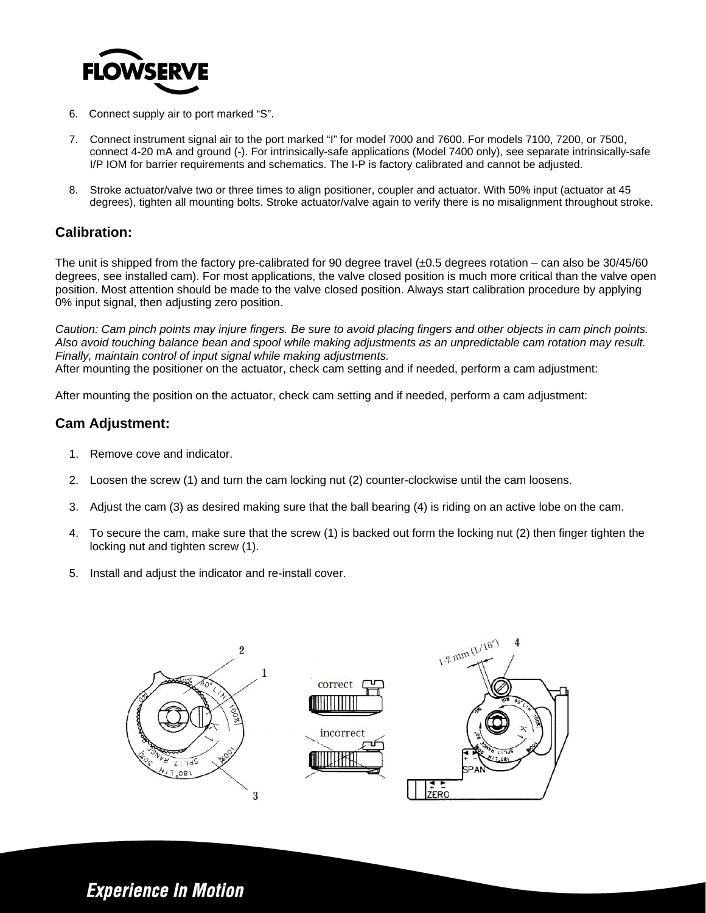6. Connect supply air to port marked “S”.

7. Connect instrument signal air to the port marked “I” for model 7000 and 7600. For models 7100, 7200, or 7500, connect 4-20 mA and ground (-). For intrinsically-safe applications (Model 7400 only), see separate intrinsically-safe I/P IOM for barrier requirements and schematics. The I-P is factory calibrated and cannot be adjusted.

8. Stroke actuator/valve two or three times to align positioner, coupler and actuator. With 50% input (actuator at 45 degrees), tighten all mounting bolts. Stroke actuator/valve again to verify there is no misalignment throughout stroke.

## Calibration:

The unit is shipped from the factory pre-calibrated for 90 degree travel (±0.5 degrees rotation – can also be 30/45/60 degrees, see installed cam). For most applications, the valve closed position is much more critical than the valve open position. Most attention should be made to the valve closed position. Always start calibration procedure by applying 0% input signal, then adjusting zero position.

*Caution: Cam pinch points may injure fingers. Be sure to avoid placing fingers and other objects in cam pinch points. Also avoid touching balance bean and spool while making adjustments as an unpredictable cam rotation may result. Finally, maintain control of input signal while making adjustments.*
After mounting the positioner on the actuator, check cam setting and if needed, perform a cam adjustment:

After mounting the position on the actuator, check cam setting and if needed, perform a cam adjustment:

## Cam Adjustment:

1. Remove cove and indicator.

2. Loosen the screw (1) and turn the cam locking nut (2) counter-clockwise until the cam loosens.

3. Adjust the cam (3) as desired making sure that the ball bearing (4) is riding on an active lobe on the cam.

4. To secure the cam, make sure that the screw (1) is backed out form the locking nut (2) then finger tighten the locking nut and tighten screw (1).

5. Install and adjust the indicator and re-install cover.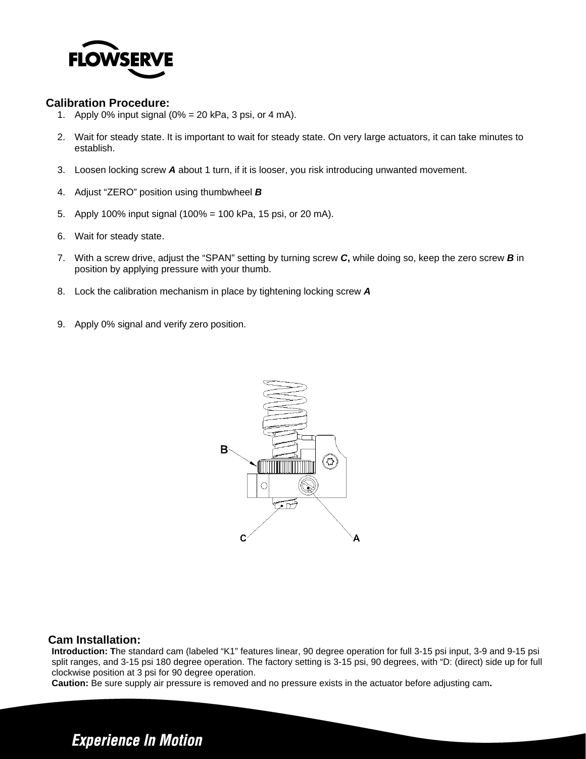## Calibration Procedure:

1. Apply 0% input signal (0% = 20 kPa, 3 psi, or 4 mA).

2. Wait for steady state. It is important to wait for steady state. On very large actuators, it can take minutes to establish.

3. Loosen locking screw ***A*** about 1 turn, if it is looser, you risk introducing unwanted movement.

4. Adjust "ZERO" position using thumbwheel ***B***

5. Apply 100% input signal (100% = 100 kPa, 15 psi, or 20 mA).

6. Wait for steady state.

7. With a screw drive, adjust the "SPAN" setting by turning screw ***C*****,** while doing so, keep the zero screw ***B*** in position by applying pressure with your thumb.

8. Lock the calibration mechanism in place by tightening locking screw ***A***

9. Apply 0% signal and verify zero position.

## Cam Installation:

**Introduction: T**he standard cam (labeled "K1" features linear, 90 degree operation for full 3-15 psi input, 3-9 and 9-15 psi split ranges, and 3-15 psi 180 degree operation. The factory setting is 3-15 psi, 90 degrees, with "D: (direct) side up for full clockwise position at 3 psi for 90 degree operation.

**Caution:** Be sure supply air pressure is removed and no pressure exists in the actuator before adjusting cam**.**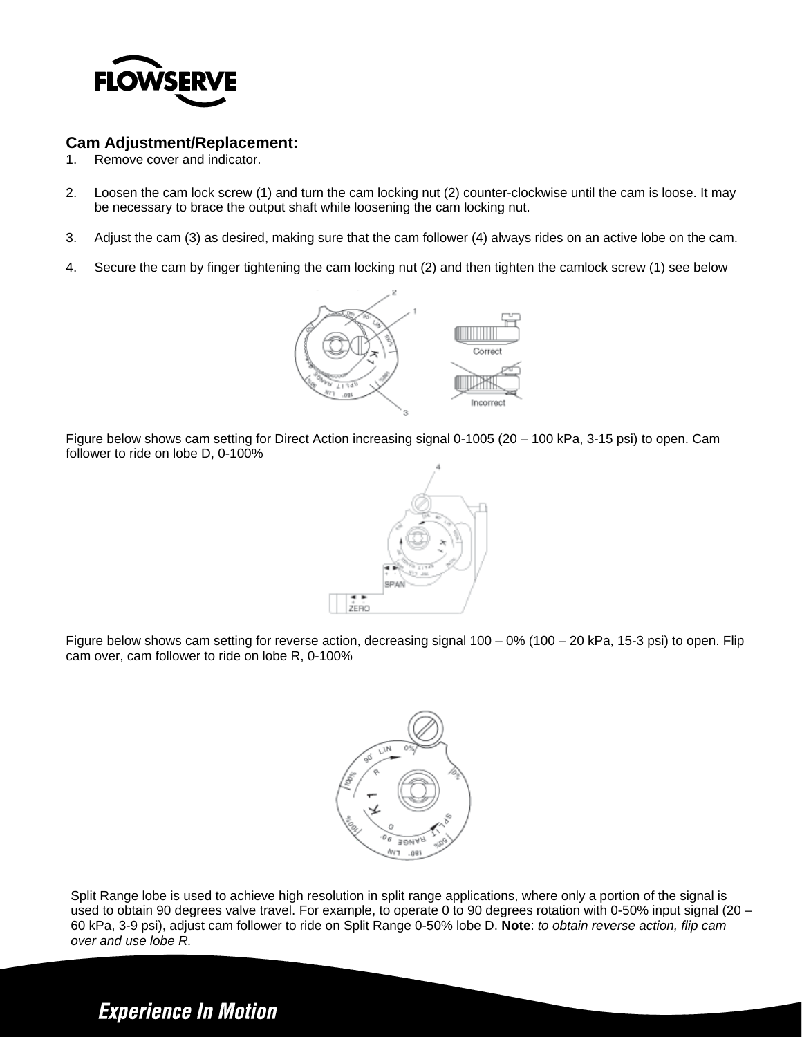## Cam Adjustment/Replacement:

1. Remove cover and indicator.

2. Loosen the cam lock screw (1) and turn the cam locking nut (2) counter-clockwise until the cam is loose. It may be necessary to brace the output shaft while loosening the cam locking nut.

3. Adjust the cam (3) as desired, making sure that the cam follower (4) always rides on an active lobe on the cam.

4. Secure the cam by finger tightening the cam locking nut (2) and then tighten the camlock screw (1) see below

Figure below shows cam setting for Direct Action increasing signal 0-1005 (20 – 100 kPa, 3-15 psi) to open. Cam follower to ride on lobe D, 0-100%

Figure below shows cam setting for reverse action, decreasing signal 100 – 0% (100 – 20 kPa, 15-3 psi) to open. Flip cam over, cam follower to ride on lobe R, 0-100%

Split Range lobe is used to achieve high resolution in split range applications, where only a portion of the signal is used to obtain 90 degrees valve travel. For example, to operate 0 to 90 degrees rotation with 0-50% input signal (20 – 60 kPa, 3-9 psi), adjust cam follower to ride on Split Range 0-50% lobe D. **Note**: *to obtain reverse action, flip cam over and use lobe R.*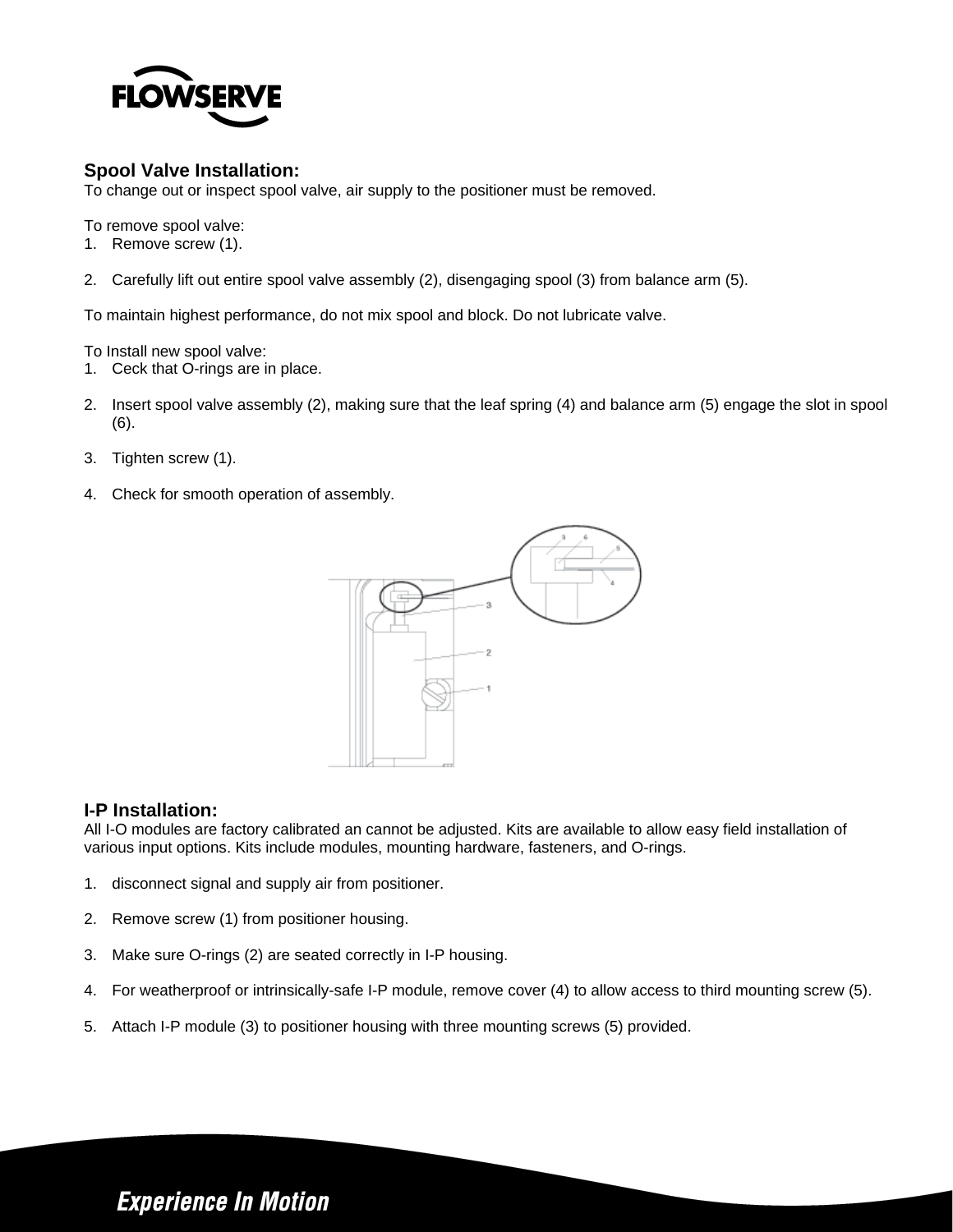## Spool Valve Installation:

To change out or inspect spool valve, air supply to the positioner must be removed.

To remove spool valve:

1. Remove screw (1).

2. Carefully lift out entire spool valve assembly (2), disengaging spool (3) from balance arm (5).

To maintain highest performance, do not mix spool and block. Do not lubricate valve.

To Install new spool valve:

1. Ceck that O-rings are in place.

2. Insert spool valve assembly (2), making sure that the leaf spring (4) and balance arm (5) engage the slot in spool (6).

3. Tighten screw (1).

4. Check for smooth operation of assembly.

## I-P Installation:

All I-O modules are factory calibrated an cannot be adjusted. Kits are available to allow easy field installation of various input options. Kits include modules, mounting hardware, fasteners, and O-rings.

1. disconnect signal and supply air from positioner.

2. Remove screw (1) from positioner housing.

3. Make sure O-rings (2) are seated correctly in I-P housing.

4. For weatherproof or intrinsically-safe I-P module, remove cover (4) to allow access to third mounting screw (5).

5. Attach I-P module (3) to positioner housing with three mounting screws (5) provided.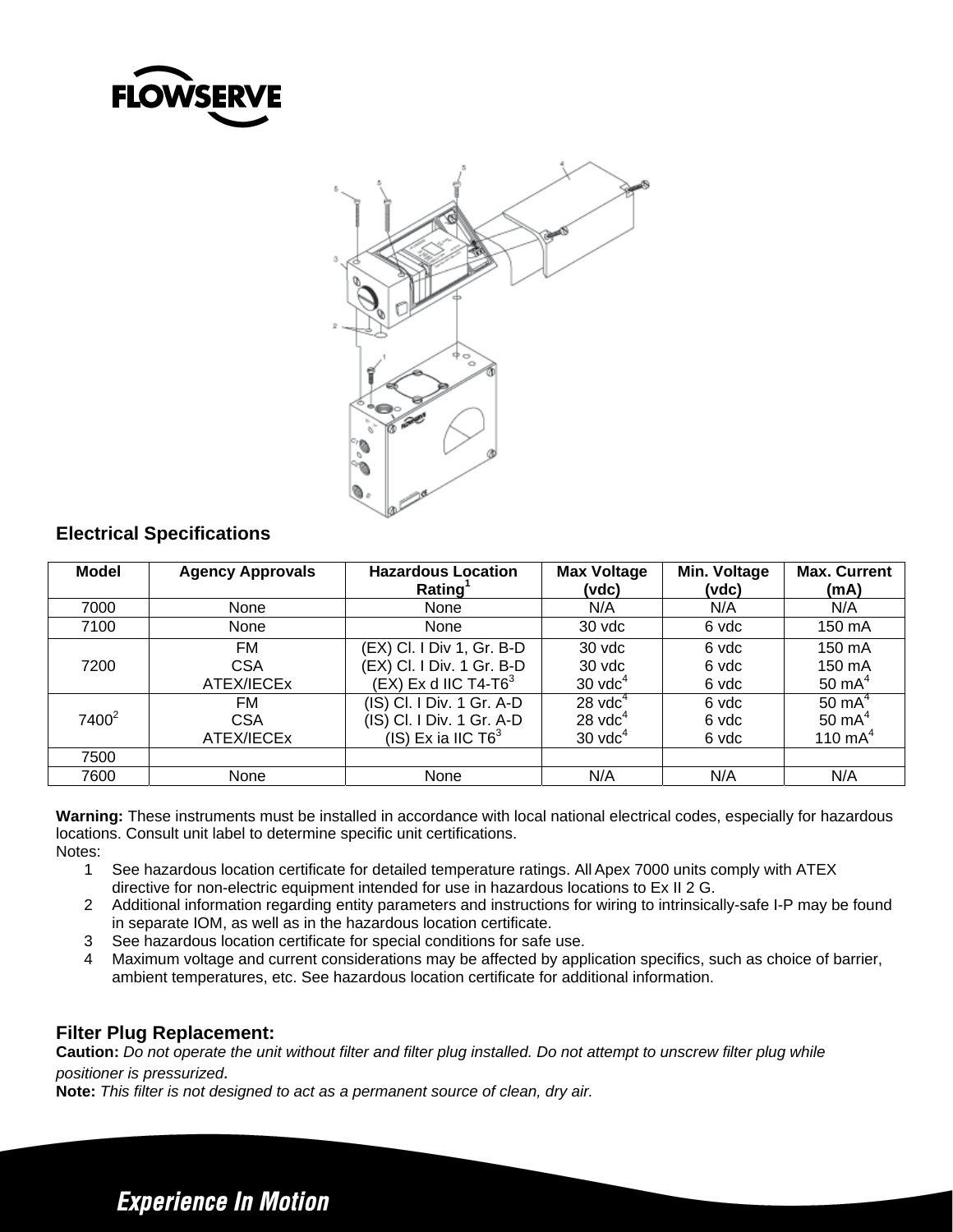## Electrical Specifications

| Model | Agency Approvals | Hazardous Location Rating[1] | Max Voltage (vdc) | Min. Voltage (vdc) | Max. Current (mA) |
|---|---|---|---|---|---|
| 7000 | None | None | N/A | N/A | N/A |
| 7100 | None | None | 30 vdc | 6 vdc | 150 mA |
| 7200 | FM<br>CSA<br>ATEX/IECEx | (EX) Cl. I Div 1, Gr. B-D<br>(EX) Cl. I Div. 1 Gr. B-D<br>(EX) Ex d IIC T4-T6[3] | 30 vdc<br>30 vdc<br>30 vdc[4] | 6 vdc<br>6 vdc<br>6 vdc | 150 mA<br>150 mA<br>50 mA[4] |
| 7400[2] | FM<br>CSA<br>ATEX/IECEx | (IS) Cl. I Div. 1 Gr. A-D<br>(IS) Cl. I Div. 1 Gr. A-D<br>(IS) Ex ia IIC T6[3] | 28 vdc[4]<br>28 vdc[4]<br>30 vdc[4] | 6 vdc<br>6 vdc<br>6 vdc | 50 mA[4]<br>50 mA[4]<br>110 mA[4] |
| 7500 | | | | | |
| 7600 | None | None | N/A | N/A | N/A |

**Warning:** These instruments must be installed in accordance with local national electrical codes, especially for hazardous locations. Consult unit label to determine specific unit certifications.

Notes:

1. See hazardous location certificate for detailed temperature ratings. All Apex 7000 units comply with ATEX directive for non-electric equipment intended for use in hazardous locations to Ex II 2 G.
2. Additional information regarding entity parameters and instructions for wiring to intrinsically-safe I-P may be found in separate IOM, as well as in the hazardous location certificate.
3. See hazardous location certificate for special conditions for safe use.
4. Maximum voltage and current considerations may be affected by application specifics, such as choice of barrier, ambient temperatures, etc. See hazardous location certificate for additional information.

## Filter Plug Replacement:

**Caution:** *Do not operate the unit without filter and filter plug installed. Do not attempt to unscrew filter plug while positioner is pressurized.*

**Note:** *This filter is not designed to act as a permanent source of clean, dry air.*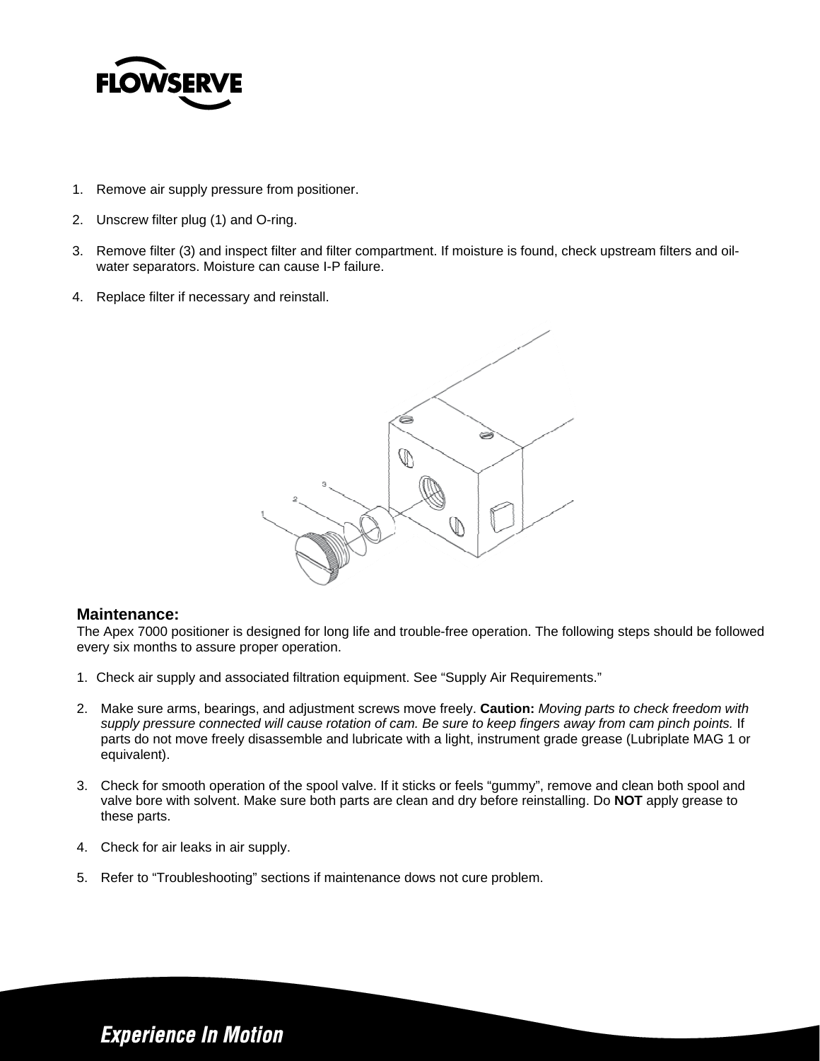1. Remove air supply pressure from positioner.

2. Unscrew filter plug (1) and O-ring.

3. Remove filter (3) and inspect filter and filter compartment. If moisture is found, check upstream filters and oil-water separators. Moisture can cause I-P failure.

4. Replace filter if necessary and reinstall.

## Maintenance:

The Apex 7000 positioner is designed for long life and trouble-free operation. The following steps should be followed every six months to assure proper operation.

1. Check air supply and associated filtration equipment. See "Supply Air Requirements."

2. Make sure arms, bearings, and adjustment screws move freely. **Caution:** *Moving parts to check freedom with supply pressure connected will cause rotation of cam. Be sure to keep fingers away from cam pinch points.* If parts do not move freely disassemble and lubricate with a light, instrument grade grease (Lubriplate MAG 1 or equivalent).

3. Check for smooth operation of the spool valve. If it sticks or feels "gummy", remove and clean both spool and valve bore with solvent. Make sure both parts are clean and dry before reinstalling. Do **NOT** apply grease to these parts.

4. Check for air leaks in air supply.

5. Refer to "Troubleshooting" sections if maintenance dows not cure problem.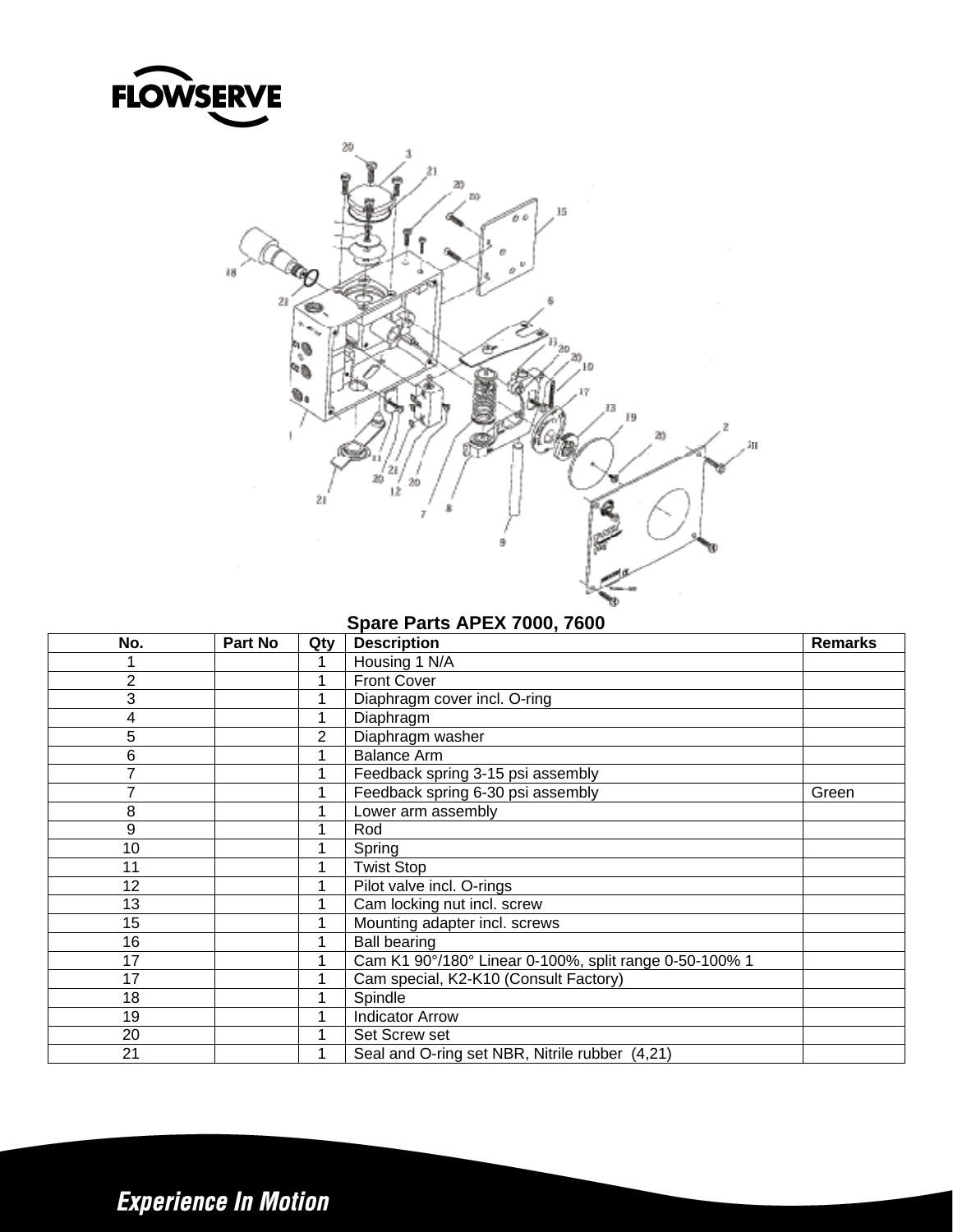### Spare Parts APEX 7000, 7600

| No. | Part No | Qty | Description | Remarks |
|---|---|---|---|---|
| 1 | | 1 | Housing 1 N/A | |
| 2 | | 1 | Front Cover | |
| 3 | | 1 | Diaphragm cover incl. O-ring | |
| 4 | | 1 | Diaphragm | |
| 5 | | 2 | Diaphragm washer | |
| 6 | | 1 | Balance Arm | |
| 7 | | 1 | Feedback spring 3-15 psi assembly | |
| 7 | | 1 | Feedback spring 6-30 psi assembly | Green |
| 8 | | 1 | Lower arm assembly | |
| 9 | | 1 | Rod | |
| 10 | | 1 | Spring | |
| 11 | | 1 | Twist Stop | |
| 12 | | 1 | Pilot valve incl. O-rings | |
| 13 | | 1 | Cam locking nut incl. screw | |
| 15 | | 1 | Mounting adapter incl. screws | |
| 16 | | 1 | Ball bearing | |
| 17 | | 1 | Cam K1 90°/180° Linear 0-100%, split range 0-50-100% 1 | |
| 17 | | 1 | Cam special, K2-K10 (Consult Factory) | |
| 18 | | 1 | Spindle | |
| 19 | | 1 | Indicator Arrow | |
| 20 | | 1 | Set Screw set | |
| 21 | | 1 | Seal and O-ring set NBR, Nitrile rubber (4,21) | |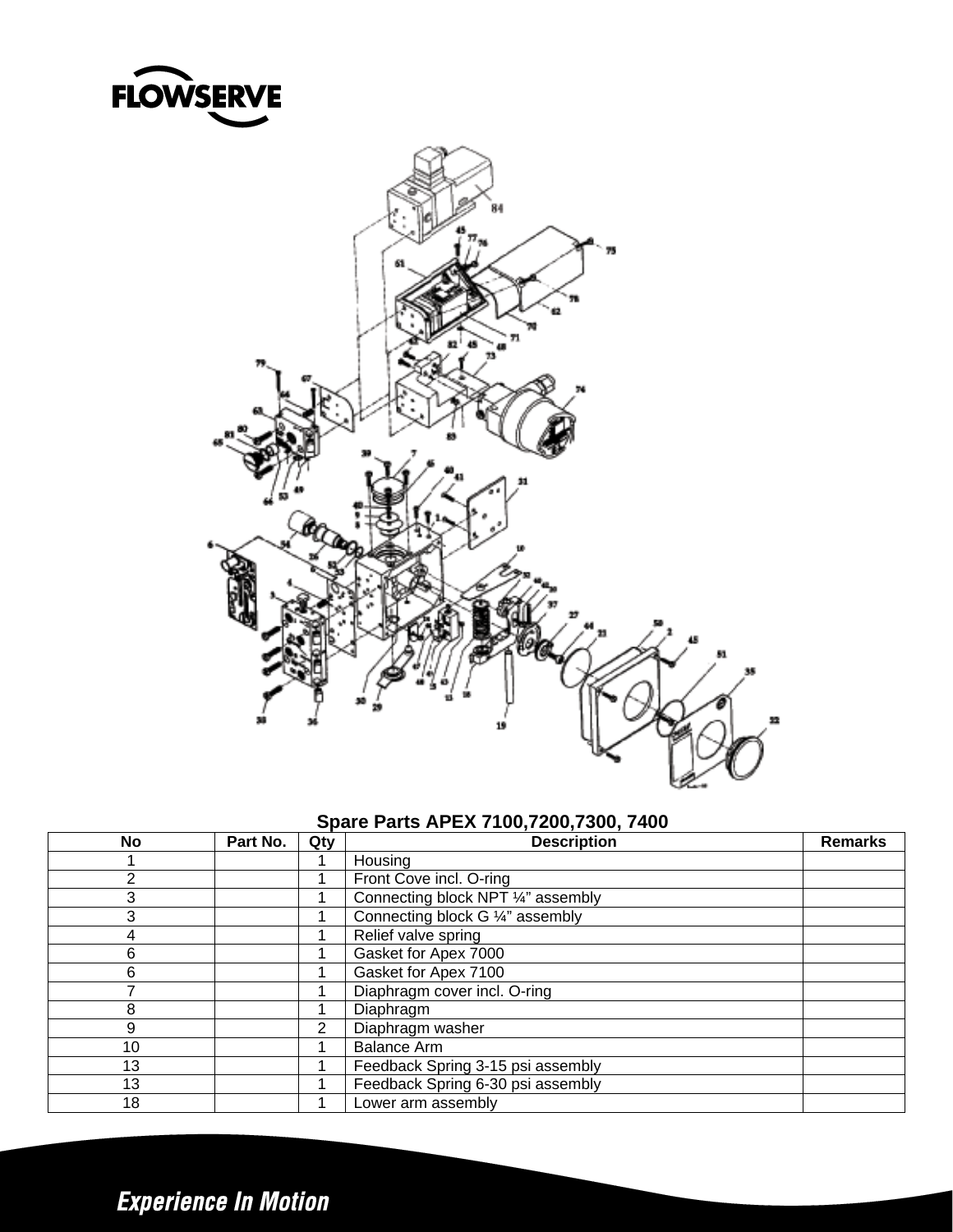**Spare Parts APEX 7100,7200,7300, 7400**

| No | Part No. | Qty | Description | Remarks |
|---|---|---|---|---|
| 1 | | 1 | Housing | |
| 2 | | 1 | Front Cove incl. O-ring | |
| 3 | | 1 | Connecting block NPT ¼" assembly | |
| 3 | | 1 | Connecting block G ¼" assembly | |
| 4 | | 1 | Relief valve spring | |
| 6 | | 1 | Gasket for Apex 7000 | |
| 6 | | 1 | Gasket for Apex 7100 | |
| 7 | | 1 | Diaphragm cover incl. O-ring | |
| 8 | | 1 | Diaphragm | |
| 9 | | 2 | Diaphragm washer | |
| 10 | | 1 | Balance Arm | |
| 13 | | 1 | Feedback Spring 3-15 psi assembly | |
| 13 | | 1 | Feedback Spring 6-30 psi assembly | |
| 18 | | 1 | Lower arm assembly | |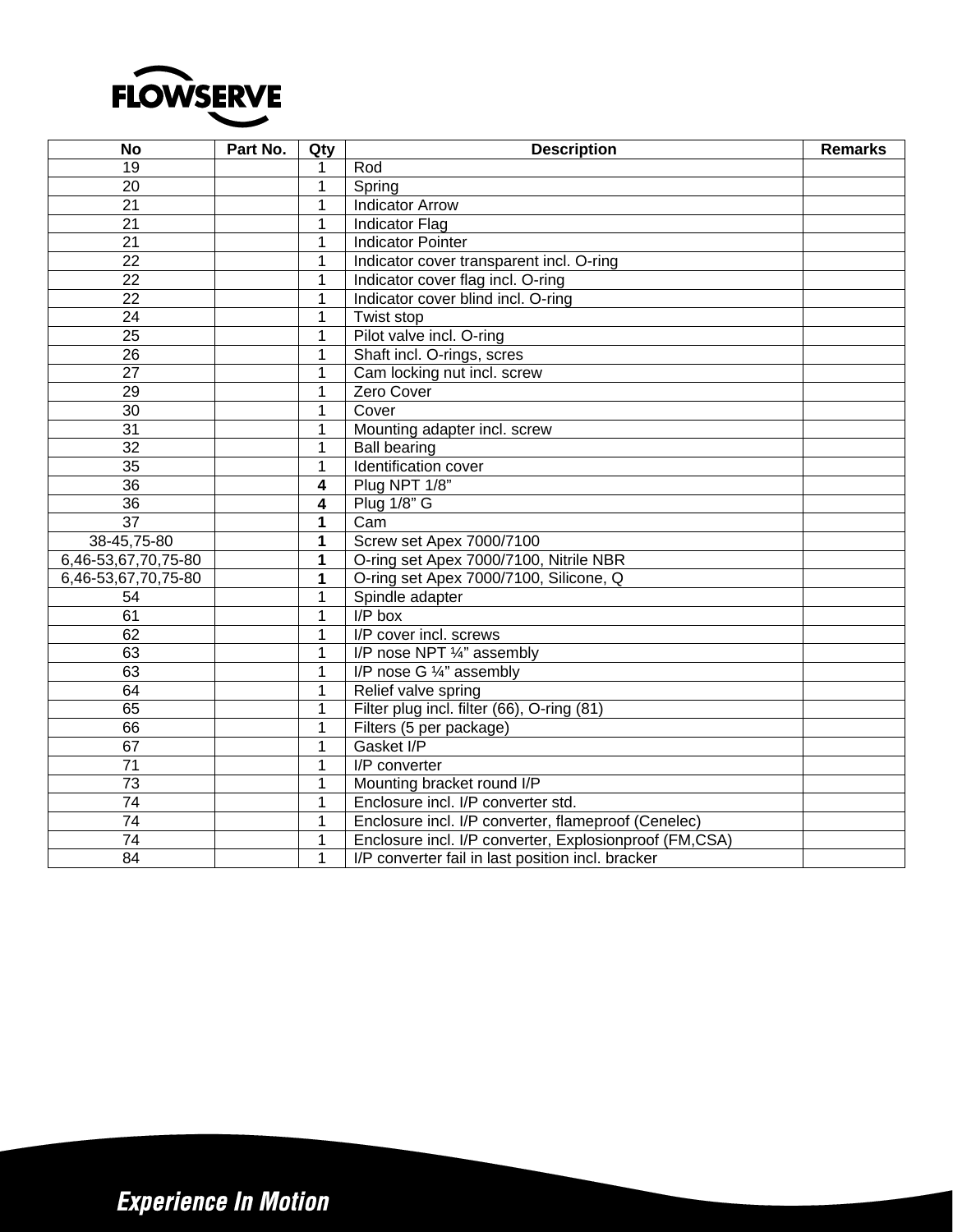| No | Part No. | Qty | Description | Remarks |
|---|---|---|---|---|
| 19 | | 1 | Rod | |
| 20 | | 1 | Spring | |
| 21 | | 1 | Indicator Arrow | |
| 21 | | 1 | Indicator Flag | |
| 21 | | 1 | Indicator Pointer | |
| 22 | | 1 | Indicator cover transparent incl. O-ring | |
| 22 | | 1 | Indicator cover flag incl. O-ring | |
| 22 | | 1 | Indicator cover blind incl. O-ring | |
| 24 | | 1 | Twist stop | |
| 25 | | 1 | Pilot valve incl. O-ring | |
| 26 | | 1 | Shaft incl. O-rings, scres | |
| 27 | | 1 | Cam locking nut incl. screw | |
| 29 | | 1 | Zero Cover | |
| 30 | | 1 | Cover | |
| 31 | | 1 | Mounting adapter incl. screw | |
| 32 | | 1 | Ball bearing | |
| 35 | | 1 | Identification cover | |
| 36 | | **4** | Plug NPT 1/8” | |
| 36 | | **4** | Plug 1/8” G | |
| 37 | | **1** | Cam | |
| 38-45,75-80 | | **1** | Screw set Apex 7000/7100 | |
| 6,46-53,67,70,75-80 | | **1** | O-ring set Apex 7000/7100, Nitrile NBR | |
| 6,46-53,67,70,75-80 | | **1** | O-ring set Apex 7000/7100, Silicone, Q | |
| 54 | | 1 | Spindle adapter | |
| 61 | | 1 | I/P box | |
| 62 | | 1 | I/P cover incl. screws | |
| 63 | | 1 | I/P nose NPT ¼” assembly | |
| 63 | | 1 | I/P nose G ¼” assembly | |
| 64 | | 1 | Relief valve spring | |
| 65 | | 1 | Filter plug incl. filter (66), O-ring (81) | |
| 66 | | 1 | Filters (5 per package) | |
| 67 | | 1 | Gasket I/P | |
| 71 | | 1 | I/P converter | |
| 73 | | 1 | Mounting bracket round I/P | |
| 74 | | 1 | Enclosure incl. I/P converter std. | |
| 74 | | 1 | Enclosure incl. I/P converter, flameproof (Cenelec) | |
| 74 | | 1 | Enclosure incl. I/P converter, Explosionproof (FM,CSA) | |
| 84 | | 1 | I/P converter fail in last position incl. bracker | |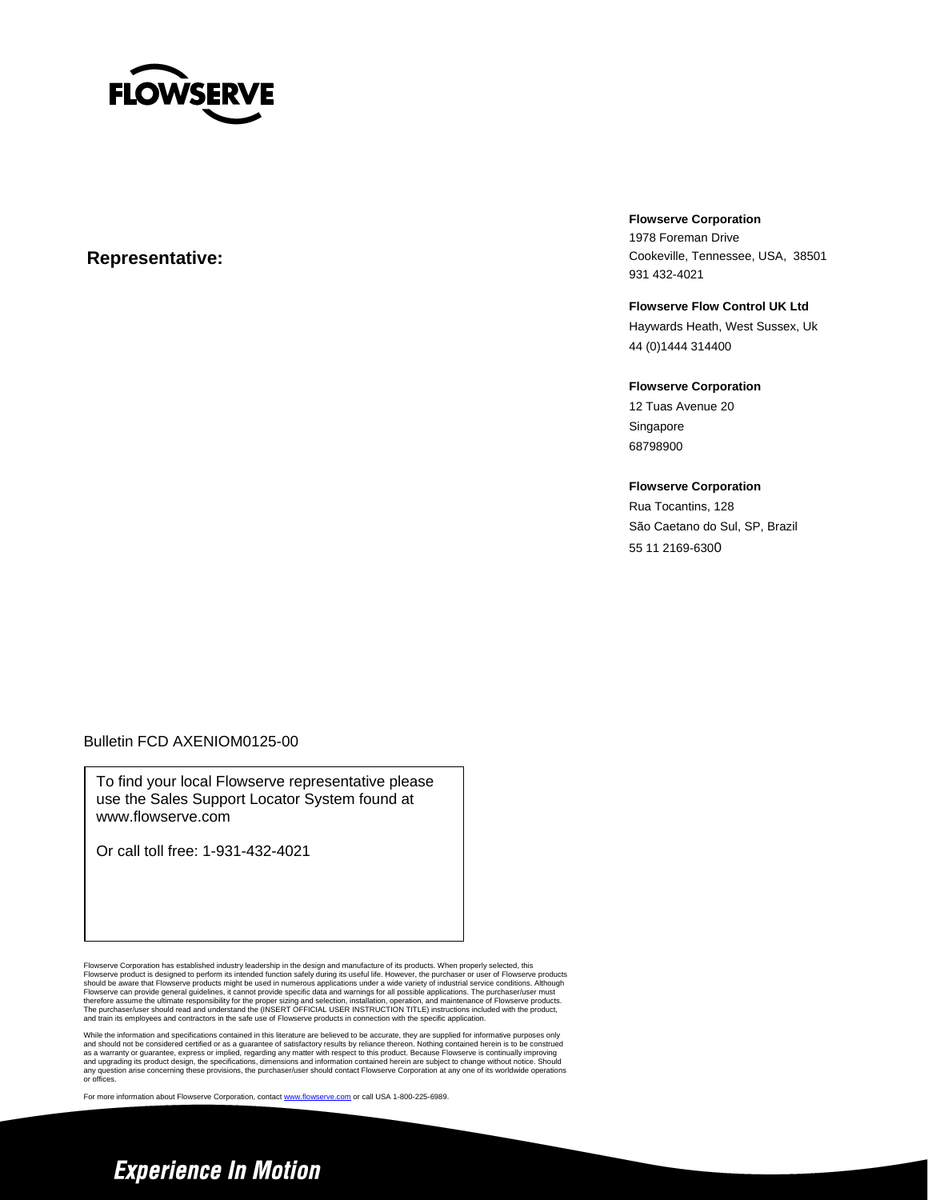FLOWSERVE

**Representative:**

**Flowserve Corporation**
1978 Foreman Drive
Cookeville, Tennessee, USA, 38501
931 432-4021

**Flowserve Flow Control UK Ltd**
Haywards Heath, West Sussex, Uk
44 (0)1444 314400

**Flowserve Corporation**
12 Tuas Avenue 20
Singapore
68798900

**Flowserve Corporation**
Rua Tocantins, 128
São Caetano do Sul, SP, Brazil
55 11 2169-6300

Bulletin FCD AXENIOM0125-00

To find your local Flowserve representative please use the Sales Support Locator System found at www.flowserve.com

Or call toll free: 1-931-432-4021

Flowserve Corporation has established industry leadership in the design and manufacture of its products. When properly selected, this Flowserve product is designed to perform its intended function safely during its useful life. However, the purchaser or user of Flowserve products should be aware that Flowserve products might be used in numerous applications under a wide variety of industrial service conditions. Although Flowserve can provide general guidelines, it cannot provide specific data and warnings for all possible applications. The purchaser/user must therefore assume the ultimate responsibility for the proper sizing and selection, installation, operation, and maintenance of Flowserve products. The purchaser/user should read and understand the (INSERT OFFICIAL USER INSTRUCTION TITLE) instructions included with the product, and train its employees and contractors in the safe use of Flowserve products in connection with the specific application.

While the information and specifications contained in this literature are believed to be accurate, they are supplied for informative purposes only and should not be considered certified or as a guarantee of satisfactory results by reliance thereon. Nothing contained herein is to be construed as a warranty or guarantee, express or implied, regarding any matter with respect to this product. Because Flowserve is continually improving and upgrading its product design, the specifications, dimensions and information contained herein are subject to change without notice. Should any question arise concerning these provisions, the purchaser/user should contact Flowserve Corporation at any one of its worldwide operations or offices.

For more information about Flowserve Corporation, contact www.flowserve.com or call USA 1-800-225-6989.

***Experience In Motion***